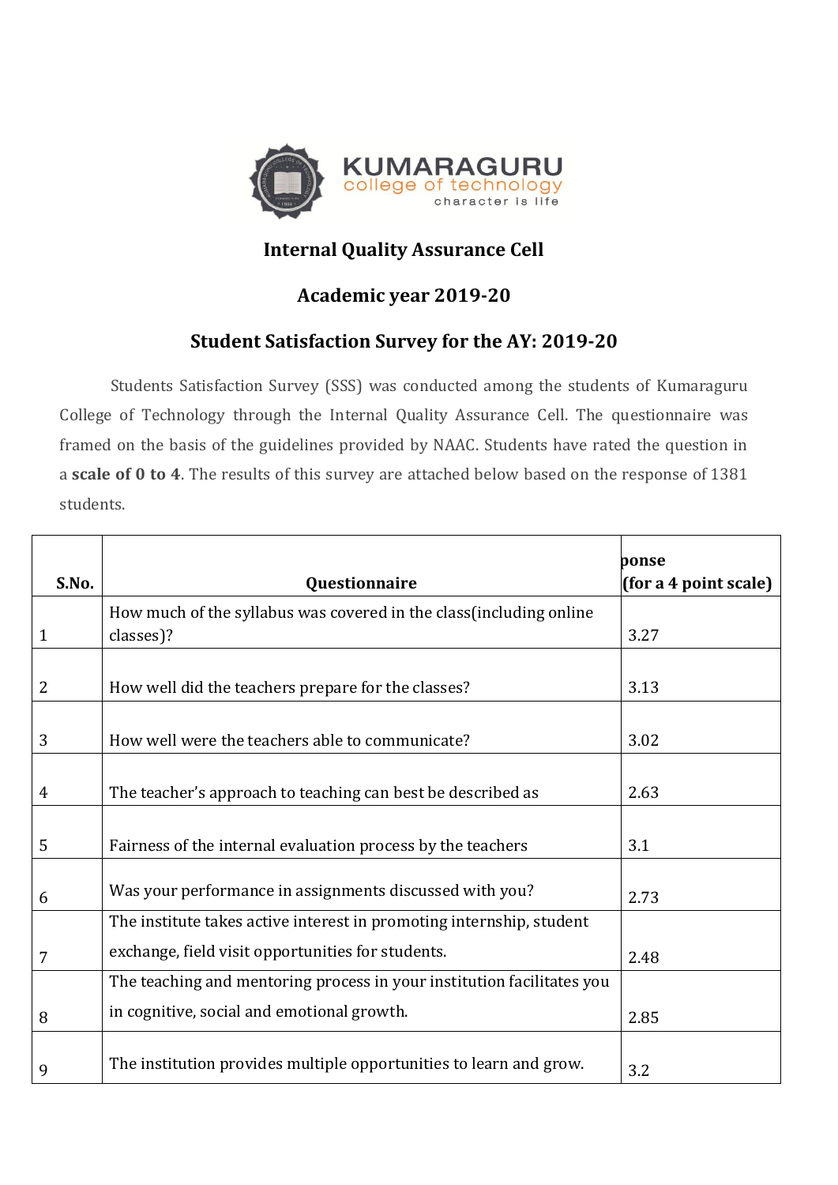# KUMARAGURU college of technology

character is life

## Internal Quality Assurance Cell

## Academic year 2019-20

## Student Satisfaction Survey for the AY: 2019-20

Students Satisfaction Survey (SSS) was conducted among the students of Kumaraguru College of Technology through the Internal Quality Assurance Cell. The questionnaire was framed on the basis of the guidelines provided by NAAC. Students have rated the question in a **scale of 0 to 4**. The results of this survey are attached below based on the response of 1381 students.

| S.No. | Questionnaire | ponse (for a 4 point scale) |
|---|---|---|
| 1 | How much of the syllabus was covered in the class(including online classes)? | 3.27 |
| 2 | How well did the teachers prepare for the classes? | 3.13 |
| 3 | How well were the teachers able to communicate? | 3.02 |
| 4 | The teacher's approach to teaching can best be described as | 2.63 |
| 5 | Fairness of the internal evaluation process by the teachers | 3.1 |
| 6 | Was your performance in assignments discussed with you? | 2.73 |
| 7 | The institute takes active interest in promoting internship, student exchange, field visit opportunities for students. | 2.48 |
| 8 | The teaching and mentoring process in your institution facilitates you in cognitive, social and emotional growth. | 2.85 |
| 9 | The institution provides multiple opportunities to learn and grow. | 3.2 |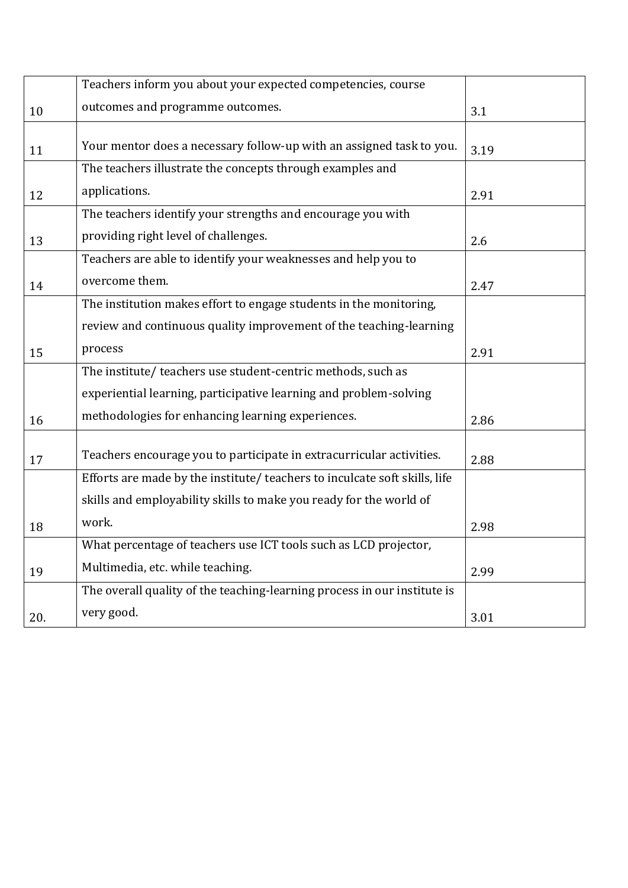| | | |
|---|---|---|
| 10 | Teachers inform you about your expected competencies, course outcomes and programme outcomes. | 3.1 |
| 11 | Your mentor does a necessary follow-up with an assigned task to you. | 3.19 |
| 12 | The teachers illustrate the concepts through examples and applications. | 2.91 |
| 13 | The teachers identify your strengths and encourage you with providing right level of challenges. | 2.6 |
| 14 | Teachers are able to identify your weaknesses and help you to overcome them. | 2.47 |
| 15 | The institution makes effort to engage students in the monitoring, review and continuous quality improvement of the teaching-learning process | 2.91 |
| 16 | The institute/ teachers use student-centric methods, such as experiential learning, participative learning and problem-solving methodologies for enhancing learning experiences. | 2.86 |
| 17 | Teachers encourage you to participate in extracurricular activities. | 2.88 |
| 18 | Efforts are made by the institute/ teachers to inculcate soft skills, life skills and employability skills to make you ready for the world of work. | 2.98 |
| 19 | What percentage of teachers use ICT tools such as LCD projector, Multimedia, etc. while teaching. | 2.99 |
| 20. | The overall quality of the teaching-learning process in our institute is very good. | 3.01 |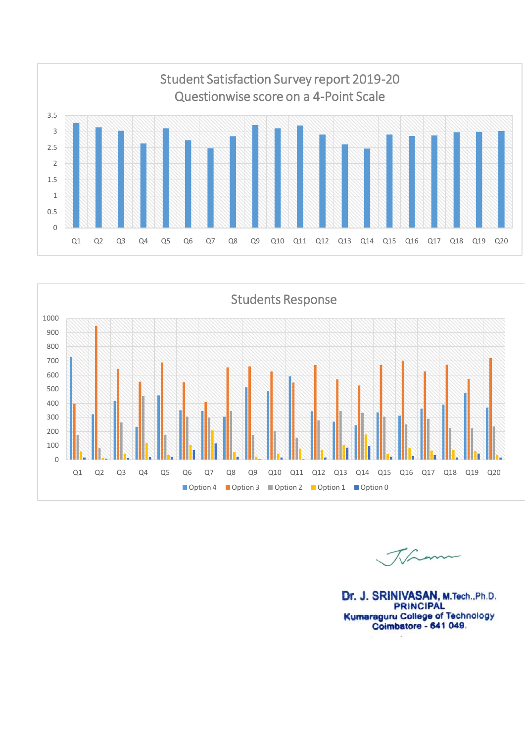Student Satisfaction Survey report 2019-20
Questionwise score on a 4-Point Scale

3.5
3
2.5
2
1.5
1
0.5
0

Q1 Q2 Q3 Q4 Q5 Q6 Q7 Q8 Q9 Q10 Q11 Q12 Q13 Q14 Q15 Q16 Q17 Q18 Q19 Q20

Students Response

1000
900
800
700
600
500
400
300
200
100
0

Q1 Q2 Q3 Q4 Q5 Q6 Q7 Q8 Q9 Q10 Q11 Q12 Q13 Q14 Q15 Q16 Q17 Q18 Q19 Q20

Option 4 Option 3 Option 2 Option 1 Option 0

**Dr. J. SRINIVASAN, M.Tech.,Ph.D.**
**PRINCIPAL**
**Kumaraguru College of Technology**
**Coimbatore - 641 049.**